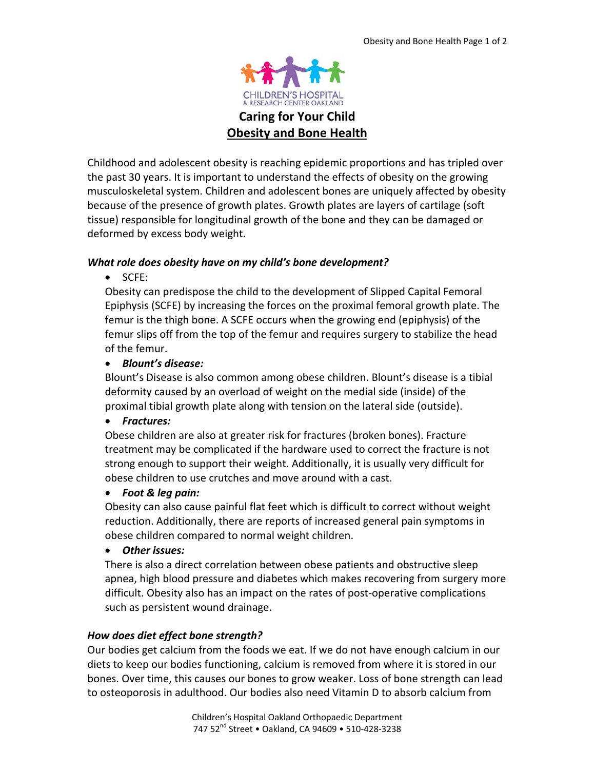CHILDREN'S HOSPITAL
& RESEARCH CENTER OAKLAND

# Caring for Your Child

## Obesity and Bone Health

Childhood and adolescent obesity is reaching epidemic proportions and has tripled over the past 30 years. It is important to understand the effects of obesity on the growing musculoskeletal system. Children and adolescent bones are uniquely affected by obesity because of the presence of growth plates. Growth plates are layers of cartilage (soft tissue) responsible for longitudinal growth of the bone and they can be damaged or deformed by excess body weight.

### *What role does obesity have on my child's bone development?*

- SCFE:
  Obesity can predispose the child to the development of Slipped Capital Femoral Epiphysis (SCFE) by increasing the forces on the proximal femoral growth plate. The femur is the thigh bone. A SCFE occurs when the growing end (epiphysis) of the femur slips off from the top of the femur and requires surgery to stabilize the head of the femur.
- ***Blount's disease:***
  Blount's Disease is also common among obese children. Blount's disease is a tibial deformity caused by an overload of weight on the medial side (inside) of the proximal tibial growth plate along with tension on the lateral side (outside).
- ***Fractures:***
  Obese children are also at greater risk for fractures (broken bones). Fracture treatment may be complicated if the hardware used to correct the fracture is not strong enough to support their weight. Additionally, it is usually very difficult for obese children to use crutches and move around with a cast.
- ***Foot & leg pain:***
  Obesity can also cause painful flat feet which is difficult to correct without weight reduction. Additionally, there are reports of increased general pain symptoms in obese children compared to normal weight children.
- ***Other issues:***
  There is also a direct correlation between obese patients and obstructive sleep apnea, high blood pressure and diabetes which makes recovering from surgery more difficult. Obesity also has an impact on the rates of post-operative complications such as persistent wound drainage.

### *How does diet effect bone strength?*

Our bodies get calcium from the foods we eat. If we do not have enough calcium in our diets to keep our bodies functioning, calcium is removed from where it is stored in our bones. Over time, this causes our bones to grow weaker. Loss of bone strength can lead to osteoporosis in adulthood. Our bodies also need Vitamin D to absorb calcium from

Children's Hospital Oakland Orthopaedic Department
747 52nd Street • Oakland, CA 94609 • 510-428-3238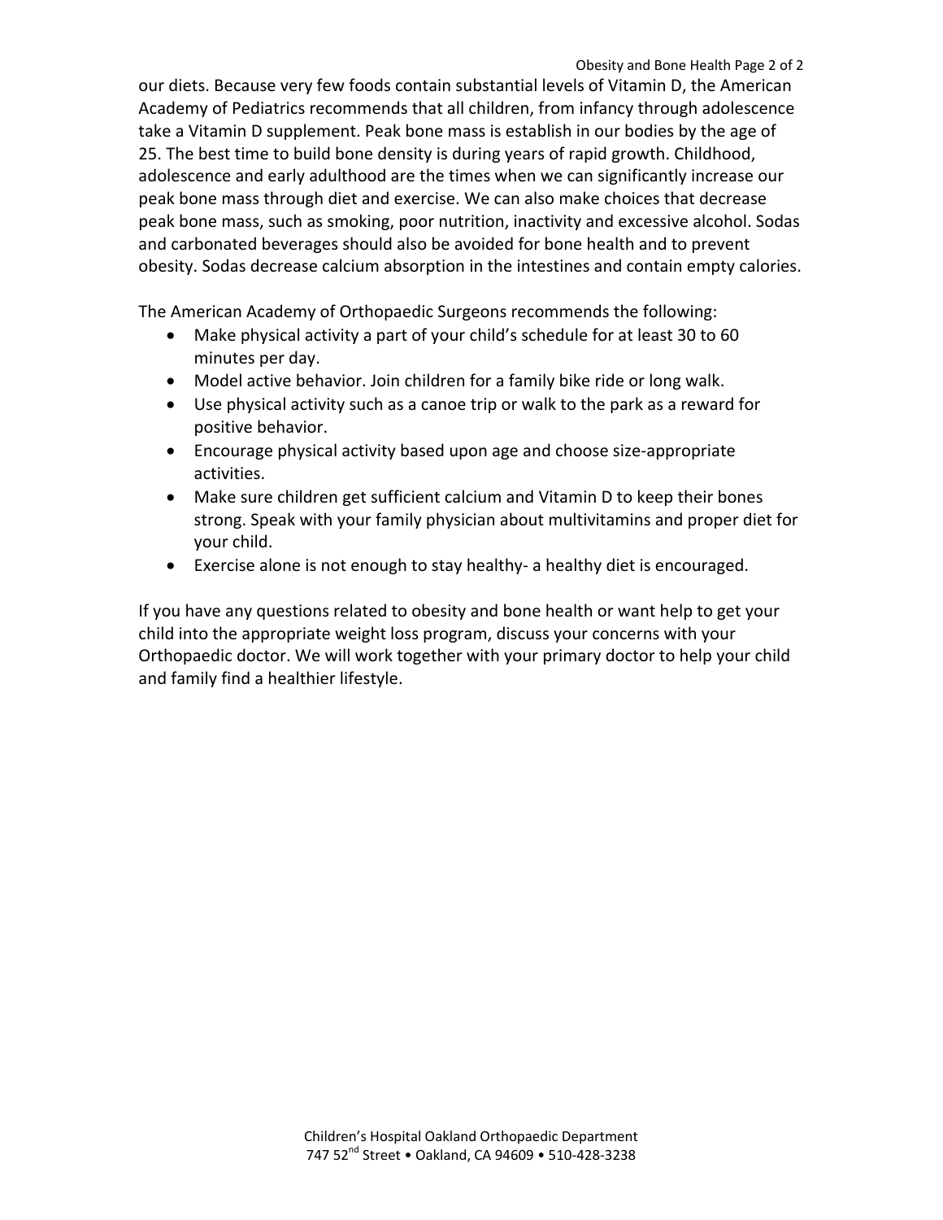our diets. Because very few foods contain substantial levels of Vitamin D, the American Academy of Pediatrics recommends that all children, from infancy through adolescence take a Vitamin D supplement. Peak bone mass is establish in our bodies by the age of 25. The best time to build bone density is during years of rapid growth. Childhood, adolescence and early adulthood are the times when we can significantly increase our peak bone mass through diet and exercise. We can also make choices that decrease peak bone mass, such as smoking, poor nutrition, inactivity and excessive alcohol. Sodas and carbonated beverages should also be avoided for bone health and to prevent obesity. Sodas decrease calcium absorption in the intestines and contain empty calories.

The American Academy of Orthopaedic Surgeons recommends the following:

- Make physical activity a part of your child's schedule for at least 30 to 60 minutes per day.
- Model active behavior. Join children for a family bike ride or long walk.
- Use physical activity such as a canoe trip or walk to the park as a reward for positive behavior.
- Encourage physical activity based upon age and choose size-appropriate activities.
- Make sure children get sufficient calcium and Vitamin D to keep their bones strong. Speak with your family physician about multivitamins and proper diet for your child.
- Exercise alone is not enough to stay healthy- a healthy diet is encouraged.

If you have any questions related to obesity and bone health or want help to get your child into the appropriate weight loss program, discuss your concerns with your Orthopaedic doctor. We will work together with your primary doctor to help your child and family find a healthier lifestyle.